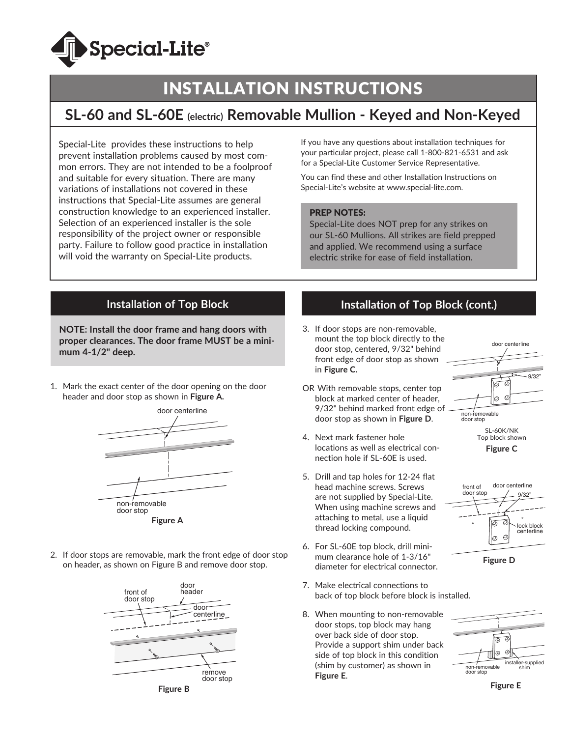# INSTALLATION INSTRUCTIONS

## SL-60 and SL-60E (electric) Removable Mullion - Keyed and Non-Keyed

Special-Lite provides these instructions to help prevent installation problems caused by most common errors. They are not intended to be a foolproof and suitable for every situation. There are many variations of installations not covered in these instructions that Special-Lite assumes are general construction knowledge to an experienced installer. Selection of an experienced installer is the sole responsibility of the project owner or responsible party. Failure to follow good practice in installation will void the warranty on Special-Lite products.

If you have any questions about installation techniques for your particular project, please call 1-800-821-6531 and ask for a Special-Lite Customer Service Representative.

You can find these and other Installation Instructions on Special-Lite's website at www.special-lite.com.

**PREP NOTES:**
Special-Lite does NOT prep for any strikes on our SL-60 Mullions. All strikes are field prepped and applied. We recommend using a surface electric strike for ease of field installation.

### Installation of Top Block

**NOTE: Install the door frame and hang doors with proper clearances. The door frame MUST be a minimum 4-1/2" deep.**

1. Mark the exact center of the door opening on the door header and door stop as shown in **Figure A.**

door centerline

non-removable door stop

**Figure A**

2. If door stops are removable, mark the front edge of door stop on header, as shown on Figure B and remove door stop.

front of door stop — door header — door centerline — remove door stop

**Figure B**

### Installation of Top Block (cont.)

3. If door stops are non-removable, mount the top block directly to the door stop, centered, 9/32" behind front edge of door stop as shown in **Figure C.**

OR With removable stops, center top block at marked center of header, 9/32" behind marked front edge of door stop as shown in **Figure D**.

door centerline — 9/32" — non-removable door stop

SL-60K/NK Top block shown

**Figure C**

4. Next mark fastener hole locations as well as electrical connection hole if SL-60E is used.

5. Drill and tap holes for 12-24 flat head machine screws. Screws are not supplied by Special-Lite. When using machine screws and attaching to metal, use a liquid thread locking compound.

6. For SL-60E top block, drill minimum clearance hole of 1-3/16" diameter for electrical connector.

front of door stop — door centerline — 9/32" — lock block centerline

**Figure D**

7. Make electrical connections to back of top block before block is installed.

8. When mounting to non-removable door stops, top block may hang over back side of door stop. Provide a support shim under back side of top block in this condition (shim by customer) as shown in **Figure E**.

non-removable door stop — installer-supplied shim

**Figure E**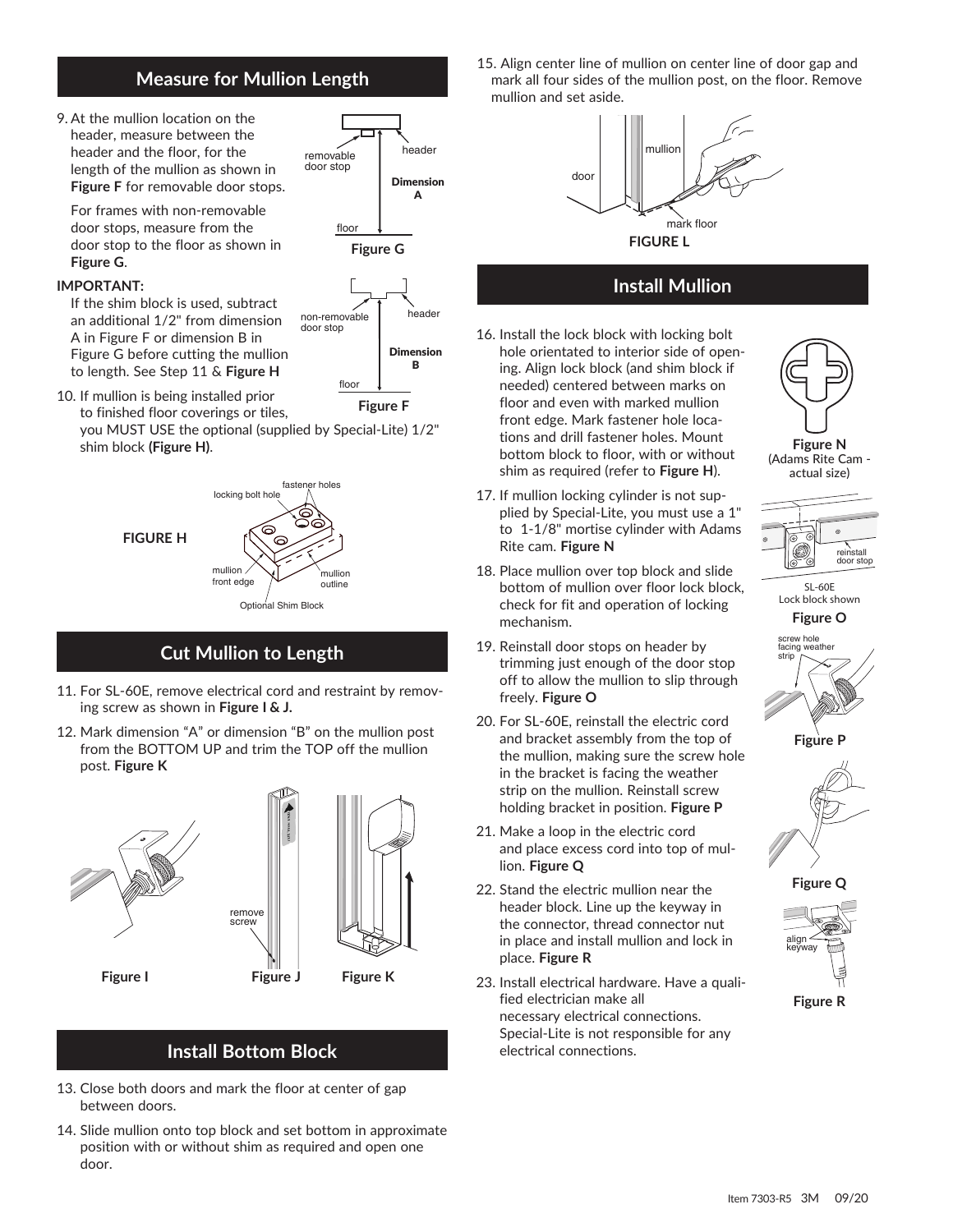## Measure for Mullion Length

9. At the mullion location on the header, measure between the header and the floor, for the length of the mullion as shown in **Figure F** for removable door stops.

   For frames with non-removable door stops, measure from the door stop to the floor as shown in **Figure G**.

removable door stop

header

Dimension A

floor

**Figure G**

non-removable door stop

header

Dimension B

floor

**Figure F**

**IMPORTANT:**

If the shim block is used, subtract an additional 1/2" from dimension A in Figure F or dimension B in Figure G before cutting the mullion to length. See Step 11 & **Figure H**

10. If mullion is being installed prior to finished floor coverings or tiles, you MUST USE the optional (supplied by Special-Lite) 1/2" shim block **(Figure H)**.

**FIGURE H**

locking bolt hole

fastener holes

mullion front edge

mullion outline

Optional Shim Block

## Cut Mullion to Length

11. For SL-60E, remove electrical cord and restraint by removing screw as shown in **Figure I & J.**
12. Mark dimension "A" or dimension "B" on the mullion post from the BOTTOM UP and trim the TOP off the mullion post. **Figure K**

remove screw

**Figure I** **Figure J** **Figure K**

## Install Bottom Block

13. Close both doors and mark the floor at center of gap between doors.
14. Slide mullion onto top block and set bottom in approximate position with or without shim as required and open one door.
15. Align center line of mullion on center line of door gap and mark all four sides of the mullion post, on the floor. Remove mullion and set aside.

mullion

door

mark floor

**FIGURE L**

## Install Mullion

16. Install the lock block with locking bolt hole orientated to interior side of opening. Align lock block (and shim block if needed) centered between marks on floor and even with marked mullion front edge. Mark fastener hole locations and drill fastener holes. Mount bottom block to floor, with or without shim as required (refer to **Figure H**).
17. If mullion locking cylinder is not supplied by Special-Lite, you must use a 1" to 1-1/8" mortise cylinder with Adams Rite cam. **Figure N**
18. Place mullion over top block and slide bottom of mullion over floor lock block, check for fit and operation of locking mechanism.
19. Reinstall door stops on header by trimming just enough of the door stop off to allow the mullion to slip through freely. **Figure O**
20. For SL-60E, reinstall the electric cord and bracket assembly from the top of the mullion, making sure the screw hole in the bracket is facing the weather strip on the mullion. Reinstall screw holding bracket in position. **Figure P**
21. Make a loop in the electric cord and place excess cord into top of mullion. **Figure Q**
22. Stand the electric mullion near the header block. Line up the keyway in the connector, thread connector nut in place and install mullion and lock in place. **Figure R**
23. Install electrical hardware. Have a qualified electrician make all necessary electrical connections. Special-Lite is not responsible for any electrical connections.

**Figure N**
(Adams Rite Cam - actual size)

reinstall door stop

SL-60E Lock block shown

**Figure O**

screw hole facing weather strip

**Figure P**

**Figure Q**

align keyway

**Figure R**

Item 7303-R5 3M 09/20